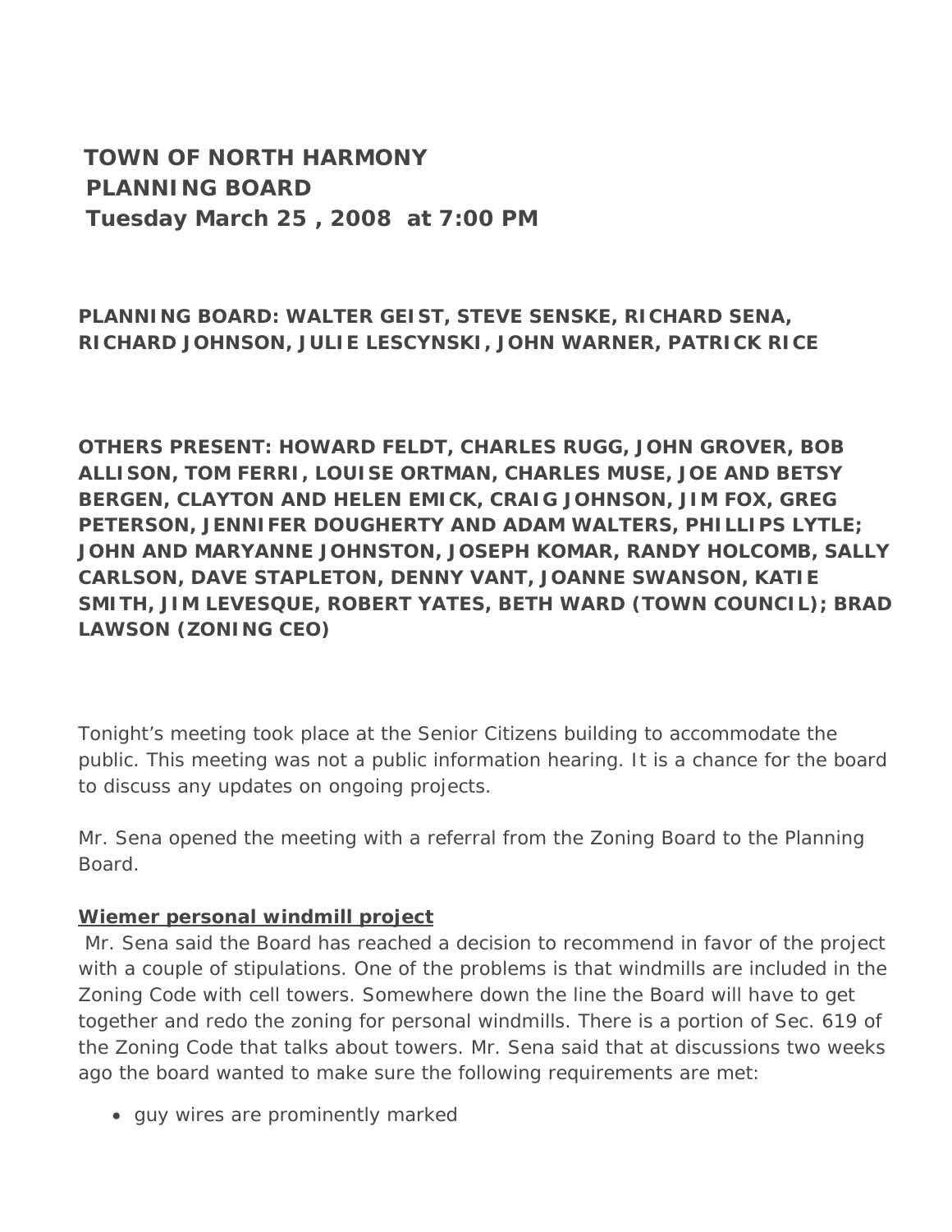# TOWN OF NORTH HARMONY
# PLANNING BOARD
# Tuesday March 25 , 2008 at 7:00 PM

**PLANNING BOARD: WALTER GEIST, STEVE SENSKE, RICHARD SENA, RICHARD JOHNSON, JULIE LESCYNSKI, JOHN WARNER, PATRICK RICE**

**OTHERS PRESENT: HOWARD FELDT, CHARLES RUGG, JOHN GROVER, BOB ALLISON, TOM FERRI, LOUISE ORTMAN, CHARLES MUSE, JOE AND BETSY BERGEN, CLAYTON AND HELEN EMICK, CRAIG JOHNSON, JIM FOX, GREG PETERSON, JENNIFER DOUGHERTY AND ADAM WALTERS, PHILLIPS LYTLE; JOHN AND MARYANNE JOHNSTON, JOSEPH KOMAR, RANDY HOLCOMB, SALLY CARLSON, DAVE STAPLETON, DENNY VANT, JOANNE SWANSON, KATIE SMITH, JIM LEVESQUE, ROBERT YATES, BETH WARD (TOWN COUNCIL); BRAD LAWSON (ZONING CEO)**

Tonight's meeting took place at the Senior Citizens building to accommodate the public. This meeting was not a public information hearing. It is a chance for the board to discuss any updates on ongoing projects.

Mr. Sena opened the meeting with a referral from the Zoning Board to the Planning Board.

**Wiemer personal windmill project**

Mr. Sena said the Board has reached a decision to recommend in favor of the project with a couple of stipulations. One of the problems is that windmills are included in the Zoning Code with cell towers. Somewhere down the line the Board will have to get together and redo the zoning for personal windmills. There is a portion of Sec. 619 of the Zoning Code that talks about towers. Mr. Sena said that at discussions two weeks ago the board wanted to make sure the following requirements are met:

- guy wires are prominently marked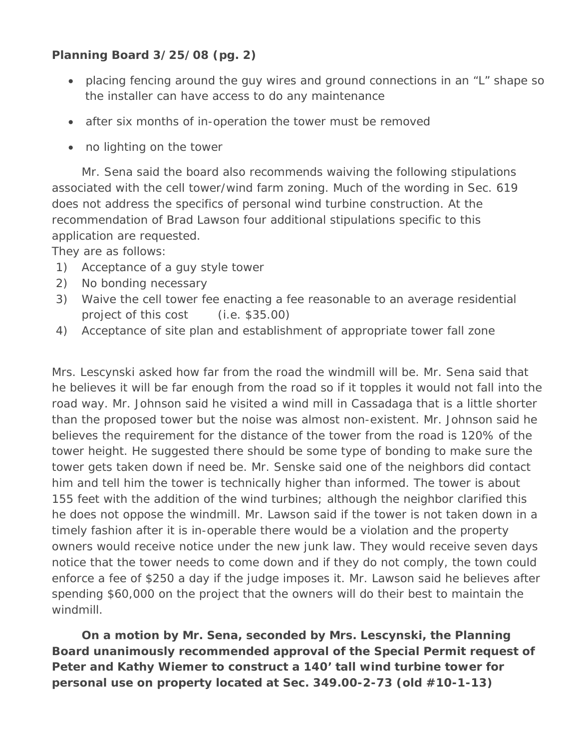**Planning Board 3/25/08 (pg. 2)**

- placing fencing around the guy wires and ground connections in an "L" shape so the installer can have access to do any maintenance
- after six months of in-operation the tower must be removed
- no lighting on the tower

Mr. Sena said the board also recommends waiving the following stipulations associated with the cell tower/wind farm zoning. Much of the wording in Sec. 619 does not address the specifics of personal wind turbine construction. At the recommendation of Brad Lawson four additional stipulations specific to this application are requested.
They are as follows:

1) Acceptance of a guy style tower
2) No bonding necessary
3) Waive the cell tower fee enacting a fee reasonable to an average residential project of this cost (i.e. $35.00)
4) Acceptance of site plan and establishment of appropriate tower fall zone

Mrs. Lescynski asked how far from the road the windmill will be. Mr. Sena said that he believes it will be far enough from the road so if it topples it would not fall into the road way. Mr. Johnson said he visited a wind mill in Cassadaga that is a little shorter than the proposed tower but the noise was almost non-existent. Mr. Johnson said he believes the requirement for the distance of the tower from the road is 120% of the tower height. He suggested there should be some type of bonding to make sure the tower gets taken down if need be. Mr. Senske said one of the neighbors did contact him and tell him the tower is technically higher than informed. The tower is about 155 feet with the addition of the wind turbines; although the neighbor clarified this he does not oppose the windmill. Mr. Lawson said if the tower is not taken down in a timely fashion after it is in-operable there would be a violation and the property owners would receive notice under the new junk law. They would receive seven days notice that the tower needs to come down and if they do not comply, the town could enforce a fee of $250 a day if the judge imposes it. Mr. Lawson said he believes after spending $60,000 on the project that the owners will do their best to maintain the windmill.

**On a motion by Mr. Sena, seconded by Mrs. Lescynski, the Planning Board unanimously recommended approval of the Special Permit request of Peter and Kathy Wiemer to construct a 140' tall wind turbine tower for personal use on property located at Sec. 349.00-2-73 (old #10-1-13)**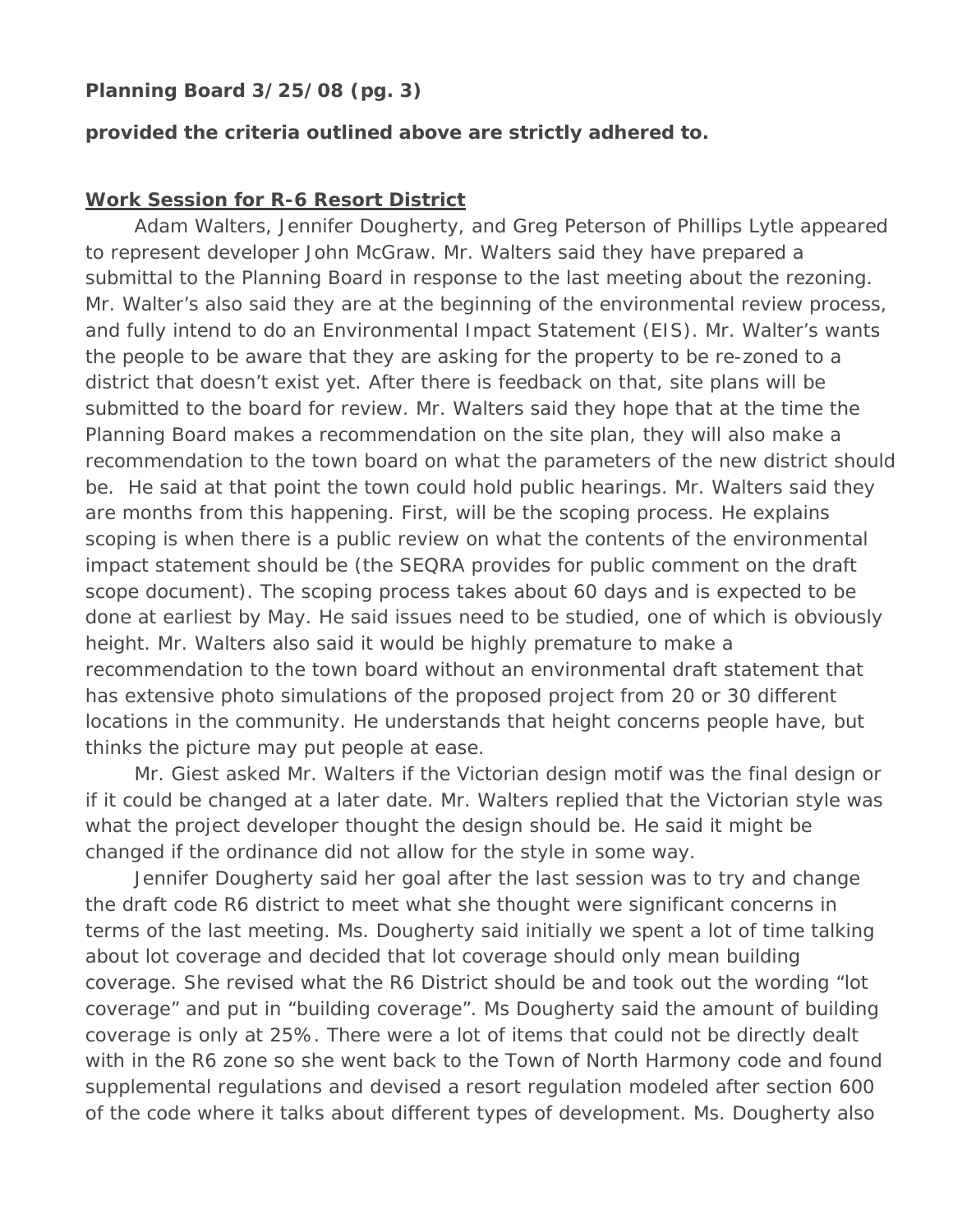**provided the criteria outlined above are strictly adhered to.**

**Work Session for R-6 Resort District**

Adam Walters, Jennifer Dougherty, and Greg Peterson of Phillips Lytle appeared to represent developer John McGraw. Mr. Walters said they have prepared a submittal to the Planning Board in response to the last meeting about the rezoning. Mr. Walter's also said they are at the beginning of the environmental review process, and fully intend to do an Environmental Impact Statement (EIS). Mr. Walter's wants the people to be aware that they are asking for the property to be re-zoned to a district that doesn't exist yet. After there is feedback on that, site plans will be submitted to the board for review. Mr. Walters said they hope that at the time the Planning Board makes a recommendation on the site plan, they will also make a recommendation to the town board on what the parameters of the new district should be. He said at that point the town could hold public hearings. Mr. Walters said they are months from this happening. First, will be the scoping process. He explains scoping is when there is a public review on what the contents of the environmental impact statement should be (the SEQRA provides for public comment on the draft scope document). The scoping process takes about 60 days and is expected to be done at earliest by May. He said issues need to be studied, one of which is obviously height. Mr. Walters also said it would be highly premature to make a recommendation to the town board without an environmental draft statement that has extensive photo simulations of the proposed project from 20 or 30 different locations in the community. He understands that height concerns people have, but thinks the picture may put people at ease.

Mr. Giest asked Mr. Walters if the Victorian design motif was the final design or if it could be changed at a later date. Mr. Walters replied that the Victorian style was what the project developer thought the design should be. He said it might be changed if the ordinance did not allow for the style in some way.

Jennifer Dougherty said her goal after the last session was to try and change the draft code R6 district to meet what she thought were significant concerns in terms of the last meeting. Ms. Dougherty said initially we spent a lot of time talking about lot coverage and decided that lot coverage should only mean building coverage. She revised what the R6 District should be and took out the wording "lot coverage" and put in "building coverage". Ms Dougherty said the amount of building coverage is only at 25%. There were a lot of items that could not be directly dealt with in the R6 zone so she went back to the Town of North Harmony code and found supplemental regulations and devised a resort regulation modeled after section 600 of the code where it talks about different types of development. Ms. Dougherty also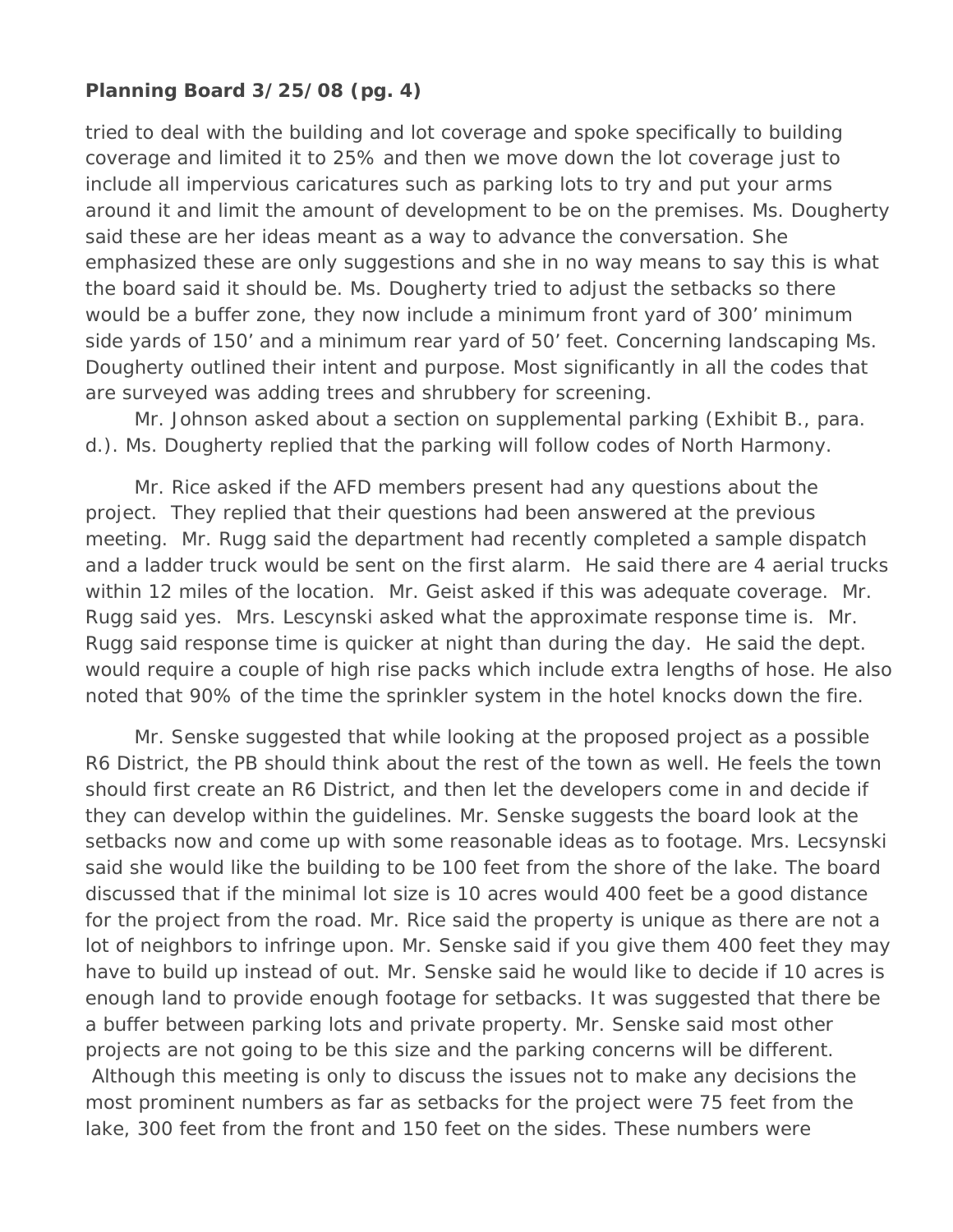tried to deal with the building and lot coverage and spoke specifically to building coverage and limited it to 25% and then we move down the lot coverage just to include all impervious caricatures such as parking lots to try and put your arms around it and limit the amount of development to be on the premises. Ms. Dougherty said these are her ideas meant as a way to advance the conversation. She emphasized these are only suggestions and she in no way means to say this is what the board said it should be. Ms. Dougherty tried to adjust the setbacks so there would be a buffer zone, they now include a minimum front yard of 300' minimum side yards of 150' and a minimum rear yard of 50' feet. Concerning landscaping Ms. Dougherty outlined their intent and purpose. Most significantly in all the codes that are surveyed was adding trees and shrubbery for screening.

Mr. Johnson asked about a section on supplemental parking (Exhibit B., para. d.). Ms. Dougherty replied that the parking will follow codes of North Harmony.

Mr. Rice asked if the AFD members present had any questions about the project. They replied that their questions had been answered at the previous meeting. Mr. Rugg said the department had recently completed a sample dispatch and a ladder truck would be sent on the first alarm. He said there are 4 aerial trucks within 12 miles of the location. Mr. Geist asked if this was adequate coverage. Mr. Rugg said yes. Mrs. Lescynski asked what the approximate response time is. Mr. Rugg said response time is quicker at night than during the day. He said the dept. would require a couple of high rise packs which include extra lengths of hose. He also noted that 90% of the time the sprinkler system in the hotel knocks down the fire.

Mr. Senske suggested that while looking at the proposed project as a possible R6 District, the PB should think about the rest of the town as well. He feels the town should first create an R6 District, and then let the developers come in and decide if they can develop within the guidelines. Mr. Senske suggests the board look at the setbacks now and come up with some reasonable ideas as to footage. Mrs. Lecsynski said she would like the building to be 100 feet from the shore of the lake. The board discussed that if the minimal lot size is 10 acres would 400 feet be a good distance for the project from the road. Mr. Rice said the property is unique as there are not a lot of neighbors to infringe upon. Mr. Senske said if you give them 400 feet they may have to build up instead of out. Mr. Senske said he would like to decide if 10 acres is enough land to provide enough footage for setbacks. It was suggested that there be a buffer between parking lots and private property. Mr. Senske said most other projects are not going to be this size and the parking concerns will be different. Although this meeting is only to discuss the issues not to make any decisions the most prominent numbers as far as setbacks for the project were 75 feet from the lake, 300 feet from the front and 150 feet on the sides. These numbers were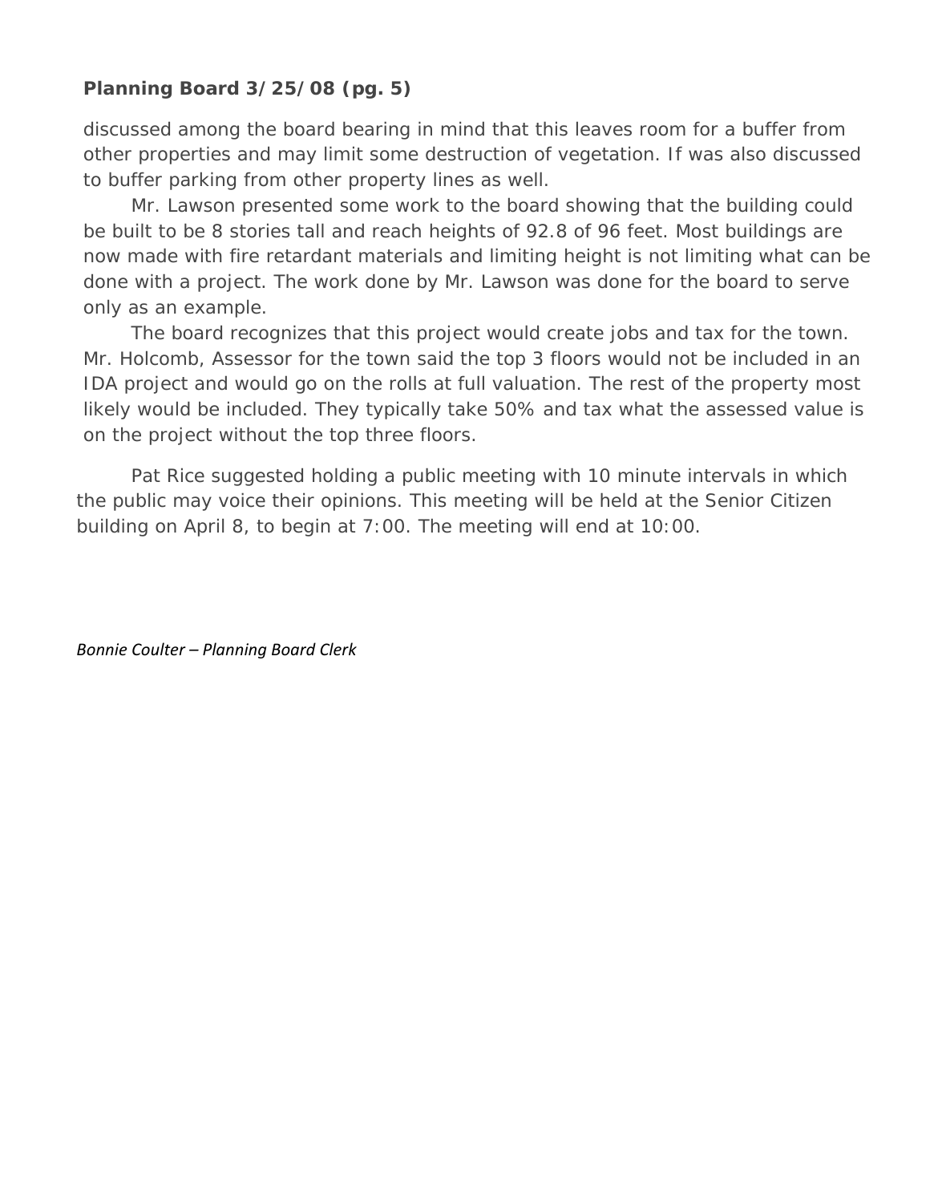discussed among the board bearing in mind that this leaves room for a buffer from other properties and may limit some destruction of vegetation. If was also discussed to buffer parking from other property lines as well.

Mr. Lawson presented some work to the board showing that the building could be built to be 8 stories tall and reach heights of 92.8 of 96 feet. Most buildings are now made with fire retardant materials and limiting height is not limiting what can be done with a project. The work done by Mr. Lawson was done for the board to serve only as an example.

The board recognizes that this project would create jobs and tax for the town. Mr. Holcomb, Assessor for the town said the top 3 floors would not be included in an IDA project and would go on the rolls at full valuation. The rest of the property most likely would be included. They typically take 50% and tax what the assessed value is on the project without the top three floors.

Pat Rice suggested holding a public meeting with 10 minute intervals in which the public may voice their opinions. This meeting will be held at the Senior Citizen building on April 8, to begin at 7:00. The meeting will end at 10:00.

*Bonnie Coulter – Planning Board Clerk*